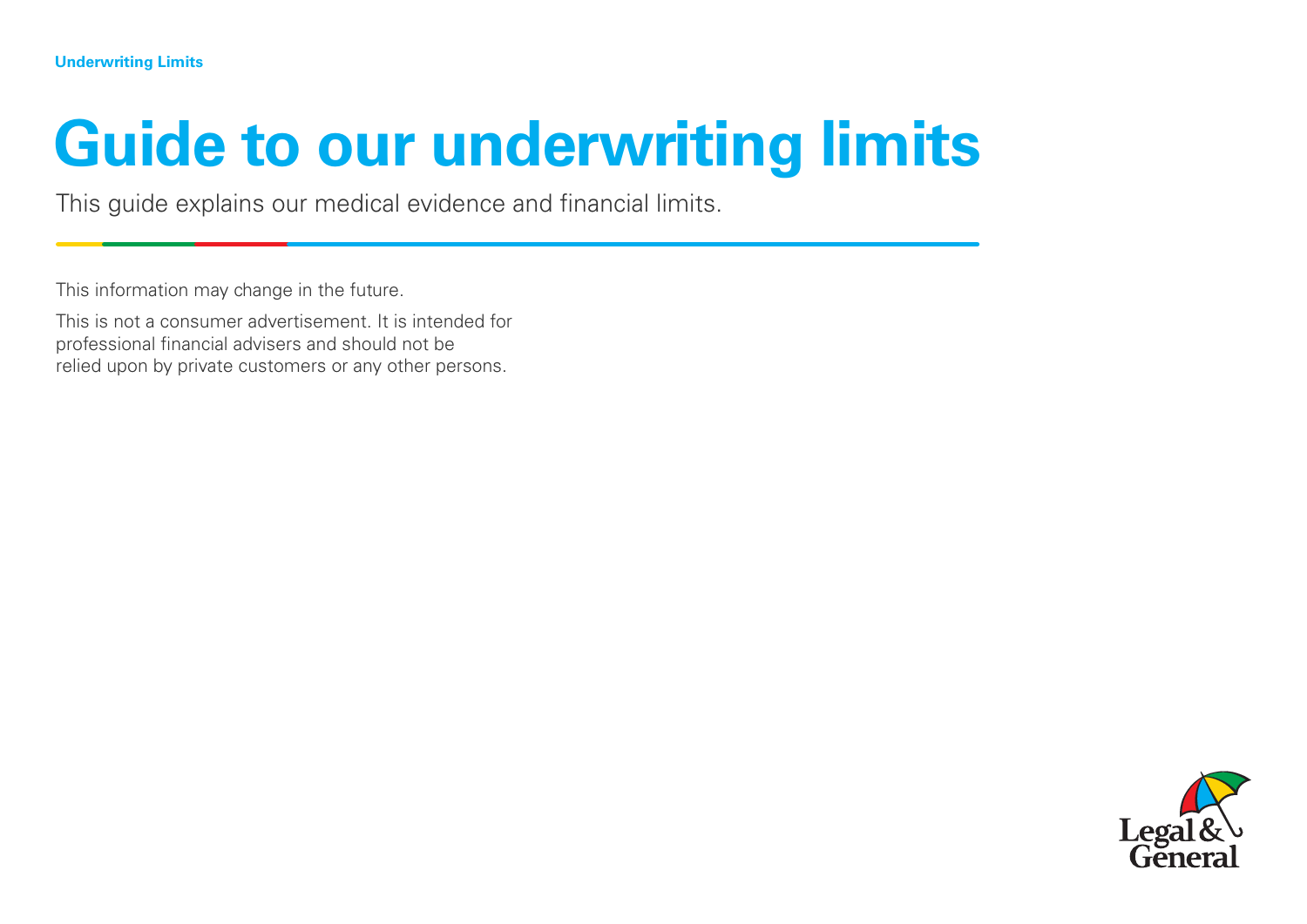Underwriting Limits

# Guide to our underwriting limits

This guide explains our medical evidence and financial limits.

This information may change in the future.

This is not a consumer advertisement. It is intended for professional financial advisers and should not be relied upon by private customers or any other persons.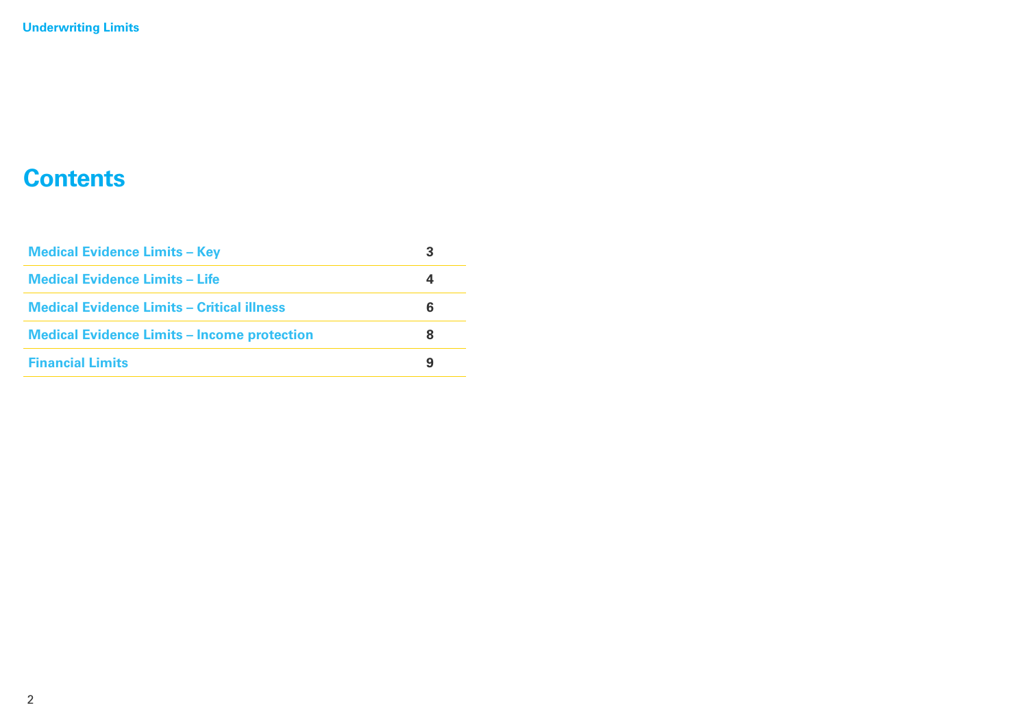# Contents

| | |
|---|---|
| Medical Evidence Limits – Key | 3 |
| Medical Evidence Limits – Life | 4 |
| Medical Evidence Limits – Critical illness | 6 |
| Medical Evidence Limits – Income protection | 8 |
| Financial Limits | 9 |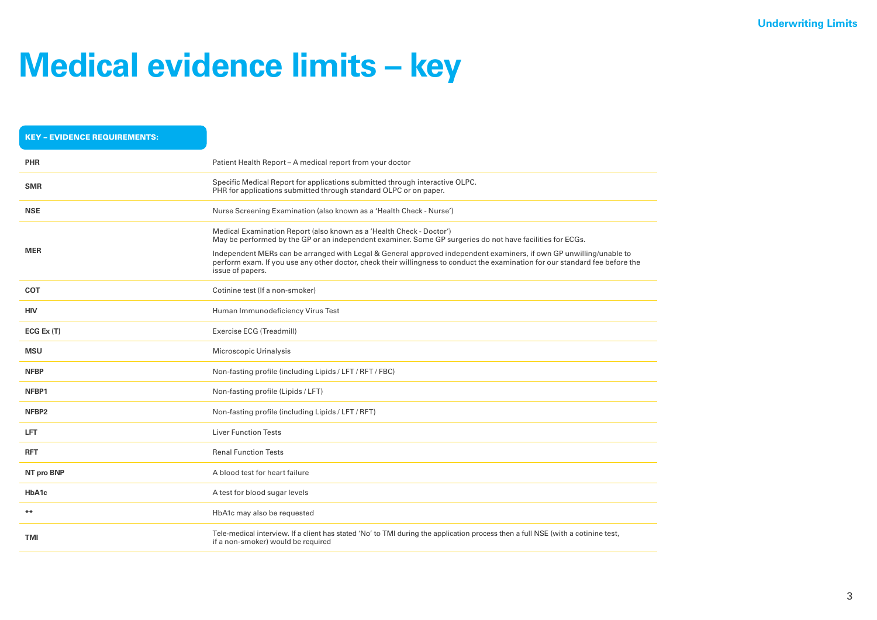# Medical evidence limits – key

| KEY – EVIDENCE REQUIREMENTS: | |
|---|---|
| **PHR** | Patient Health Report – A medical report from your doctor |
| **SMR** | Specific Medical Report for applications submitted through interactive OLPC.<br>PHR for applications submitted through standard OLPC or on paper. |
| **NSE** | Nurse Screening Examination (also known as a 'Health Check - Nurse') |
| **MER** | Medical Examination Report (also known as a 'Health Check - Doctor')<br>May be performed by the GP or an independent examiner. Some GP surgeries do not have facilities for ECGs.<br><br>Independent MERs can be arranged with Legal & General approved independent examiners, if own GP unwilling/unable to perform exam. If you use any other doctor, check their willingness to conduct the examination for our standard fee before the issue of papers. |
| **COT** | Cotinine test (If a non-smoker) |
| **HIV** | Human Immunodeficiency Virus Test |
| **ECG Ex (T)** | Exercise ECG (Treadmill) |
| **MSU** | Microscopic Urinalysis |
| **NFBP** | Non-fasting profile (including Lipids / LFT / RFT / FBC) |
| **NFBP1** | Non-fasting profile (Lipids / LFT) |
| **NFBP2** | Non-fasting profile (including Lipids / LFT / RFT) |
| **LFT** | Liver Function Tests |
| **RFT** | Renal Function Tests |
| **NT pro BNP** | A blood test for heart failure |
| **HbA1c** | A test for blood sugar levels |
| ** | HbA1c may also be requested |
| **TMI** | Tele-medical interview. If a client has stated 'No' to TMI during the application process then a full NSE (with a cotinine test, if a non-smoker) would be required |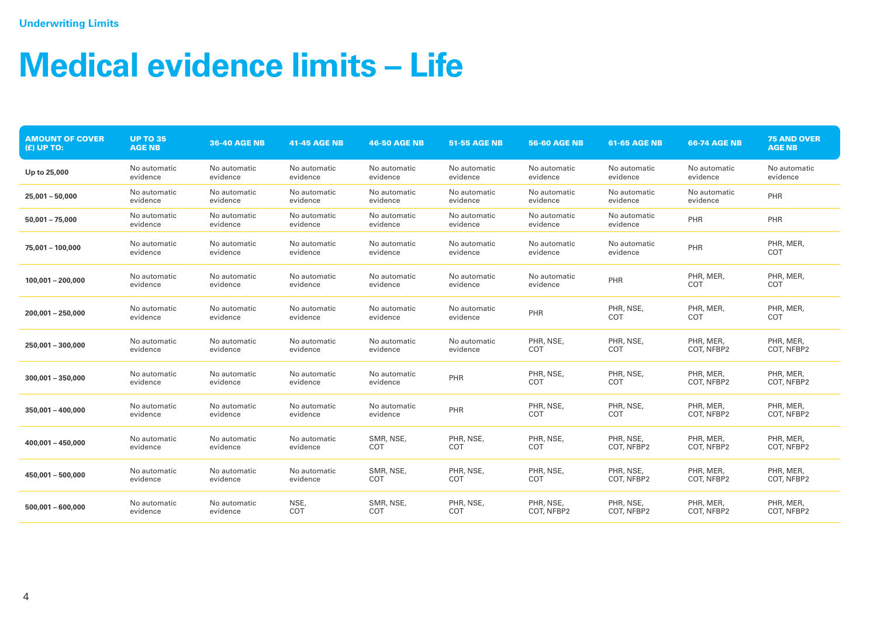Underwriting Limits

# Medical evidence limits – Life

| AMOUNT OF COVER (£) UP TO: | UP TO 35 AGE NB | 36-40 AGE NB | 41-45 AGE NB | 46-50 AGE NB | 51-55 AGE NB | 56-60 AGE NB | 61-65 AGE NB | 66-74 AGE NB | 75 AND OVER AGE NB |
|---|---|---|---|---|---|---|---|---|---|
| **Up to 25,000** | No automatic evidence | No automatic evidence | No automatic evidence | No automatic evidence | No automatic evidence | No automatic evidence | No automatic evidence | No automatic evidence | No automatic evidence |
| **25,001 – 50,000** | No automatic evidence | No automatic evidence | No automatic evidence | No automatic evidence | No automatic evidence | No automatic evidence | No automatic evidence | No automatic evidence | PHR |
| **50,001 – 75,000** | No automatic evidence | No automatic evidence | No automatic evidence | No automatic evidence | No automatic evidence | No automatic evidence | No automatic evidence | PHR | PHR |
| **75,001 – 100,000** | No automatic evidence | No automatic evidence | No automatic evidence | No automatic evidence | No automatic evidence | No automatic evidence | No automatic evidence | PHR | PHR, MER, COT |
| **100,001 – 200,000** | No automatic evidence | No automatic evidence | No automatic evidence | No automatic evidence | No automatic evidence | No automatic evidence | PHR | PHR, MER, COT | PHR, MER, COT |
| **200,001 – 250,000** | No automatic evidence | No automatic evidence | No automatic evidence | No automatic evidence | No automatic evidence | PHR | PHR, NSE, COT | PHR, MER, COT | PHR, MER, COT |
| **250,001 – 300,000** | No automatic evidence | No automatic evidence | No automatic evidence | No automatic evidence | No automatic evidence | PHR, NSE, COT | PHR, NSE, COT | PHR, MER, COT, NFBP2 | PHR, MER, COT, NFBP2 |
| **300,001 – 350,000** | No automatic evidence | No automatic evidence | No automatic evidence | No automatic evidence | PHR | PHR, NSE, COT | PHR, NSE, COT | PHR, MER, COT, NFBP2 | PHR, MER, COT, NFBP2 |
| **350,001 – 400,000** | No automatic evidence | No automatic evidence | No automatic evidence | No automatic evidence | PHR | PHR, NSE, COT | PHR, NSE, COT | PHR, MER, COT, NFBP2 | PHR, MER, COT, NFBP2 |
| **400,001 – 450,000** | No automatic evidence | No automatic evidence | No automatic evidence | SMR, NSE, COT | PHR, NSE, COT | PHR, NSE, COT | PHR, NSE, COT, NFBP2 | PHR, MER, COT, NFBP2 | PHR, MER, COT, NFBP2 |
| **450,001 – 500,000** | No automatic evidence | No automatic evidence | No automatic evidence | SMR, NSE, COT | PHR, NSE, COT | PHR, NSE, COT | PHR, NSE, COT, NFBP2 | PHR, MER, COT, NFBP2 | PHR, MER, COT, NFBP2 |
| **500,001 – 600,000** | No automatic evidence | No automatic evidence | NSE, COT | SMR, NSE, COT | PHR, NSE, COT | PHR, NSE, COT, NFBP2 | PHR, NSE, COT, NFBP2 | PHR, MER, COT, NFBP2 | PHR, MER, COT, NFBP2 |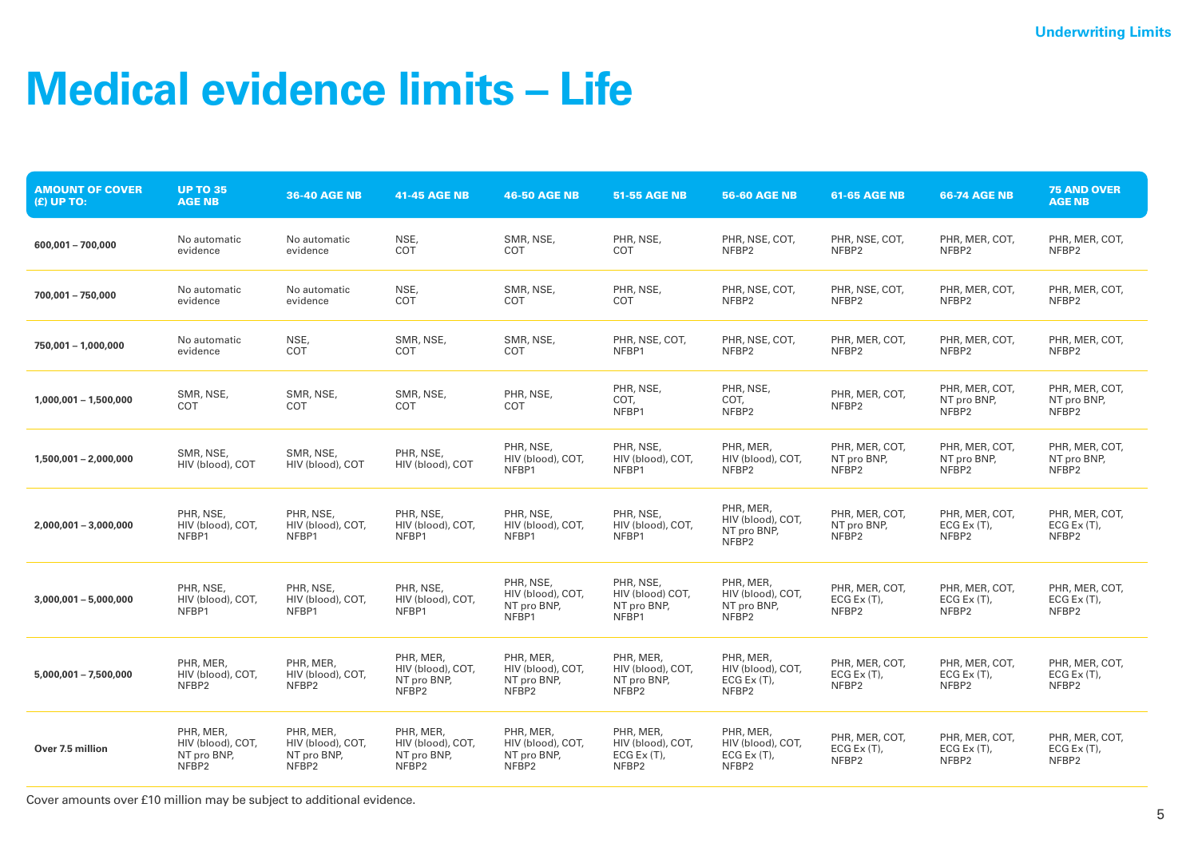# Medical evidence limits – Life

| AMOUNT OF COVER (£) UP TO: | UP TO 35 AGE NB | 36-40 AGE NB | 41-45 AGE NB | 46-50 AGE NB | 51-55 AGE NB | 56-60 AGE NB | 61-65 AGE NB | 66-74 AGE NB | 75 AND OVER AGE NB |
|---|---|---|---|---|---|---|---|---|---|
| 600,001 – 700,000 | No automatic evidence | No automatic evidence | NSE, COT | SMR, NSE, COT | PHR, NSE, COT | PHR, NSE, COT, NFBP2 | PHR, NSE, COT, NFBP2 | PHR, MER, COT, NFBP2 | PHR, MER, COT, NFBP2 |
| 700,001 – 750,000 | No automatic evidence | No automatic evidence | NSE, COT | SMR, NSE, COT | PHR, NSE, COT | PHR, NSE, COT, NFBP2 | PHR, NSE, COT, NFBP2 | PHR, MER, COT, NFBP2 | PHR, MER, COT, NFBP2 |
| 750,001 – 1,000,000 | No automatic evidence | NSE, COT | SMR, NSE, COT | SMR, NSE, COT | PHR, NSE, COT, NFBP1 | PHR, NSE, COT, NFBP2 | PHR, MER, COT, NFBP2 | PHR, MER, COT, NFBP2 | PHR, MER, COT, NFBP2 |
| 1,000,001 – 1,500,000 | SMR, NSE, COT | SMR, NSE, COT | SMR, NSE, COT | PHR, NSE, COT | PHR, NSE, COT, NFBP1 | PHR, NSE, COT, NFBP2 | PHR, MER, COT, NFBP2 | PHR, MER, COT, NT pro BNP, NFBP2 | PHR, MER, COT, NT pro BNP, NFBP2 |
| 1,500,001 – 2,000,000 | SMR, NSE, HIV (blood), COT | SMR, NSE, HIV (blood), COT | PHR, NSE, HIV (blood), COT | PHR, NSE, HIV (blood), COT, NFBP1 | PHR, NSE, HIV (blood), COT, NFBP1 | PHR, MER, HIV (blood), COT, NFBP2 | PHR, MER, COT, NT pro BNP, NFBP2 | PHR, MER, COT, NT pro BNP, NFBP2 | PHR, MER, COT, NT pro BNP, NFBP2 |
| 2,000,001 – 3,000,000 | PHR, NSE, HIV (blood), COT, NFBP1 | PHR, NSE, HIV (blood), COT, NFBP1 | PHR, NSE, HIV (blood), COT, NFBP1 | PHR, NSE, HIV (blood), COT, NFBP1 | PHR, NSE, HIV (blood), COT, NFBP1 | PHR, MER, HIV (blood), COT, NT pro BNP, NFBP2 | PHR, MER, COT, NT pro BNP, NFBP2 | PHR, MER, COT, ECG Ex (T), NFBP2 | PHR, MER, COT, ECG Ex (T), NFBP2 |
| 3,000,001 – 5,000,000 | PHR, NSE, HIV (blood), COT, NFBP1 | PHR, NSE, HIV (blood), COT, NFBP1 | PHR, NSE, HIV (blood), COT, NFBP1 | PHR, NSE, HIV (blood), COT, NT pro BNP, NFBP1 | PHR, NSE, HIV (blood) COT, NT pro BNP, NFBP1 | PHR, MER, HIV (blood), COT, NT pro BNP, NFBP2 | PHR, MER, COT, ECG Ex (T), NFBP2 | PHR, MER, COT, ECG Ex (T), NFBP2 | PHR, MER, COT, ECG Ex (T), NFBP2 |
| 5,000,001 – 7,500,000 | PHR, MER, HIV (blood), COT, NFBP2 | PHR, MER, HIV (blood), COT, NFBP2 | PHR, MER, HIV (blood), COT, NT pro BNP, NFBP2 | PHR, MER, HIV (blood), COT, NT pro BNP, NFBP2 | PHR, MER, HIV (blood), COT, NT pro BNP, NFBP2 | PHR, MER, HIV (blood), COT, ECG Ex (T), NFBP2 | PHR, MER, COT, ECG Ex (T), NFBP2 | PHR, MER, COT, ECG Ex (T), NFBP2 | PHR, MER, COT, ECG Ex (T), NFBP2 |
| Over 7.5 million | PHR, MER, HIV (blood), COT, NT pro BNP, NFBP2 | PHR, MER, HIV (blood), COT, NT pro BNP, NFBP2 | PHR, MER, HIV (blood), COT, NT pro BNP, NFBP2 | PHR, MER, HIV (blood), COT, NT pro BNP, NFBP2 | PHR, MER, HIV (blood), COT, ECG Ex (T), NFBP2 | PHR, MER, HIV (blood), COT, ECG Ex (T), NFBP2 | PHR, MER, COT, ECG Ex (T), NFBP2 | PHR, MER, COT, ECG Ex (T), NFBP2 | PHR, MER, COT, ECG Ex (T), NFBP2 |

Cover amounts over £10 million may be subject to additional evidence.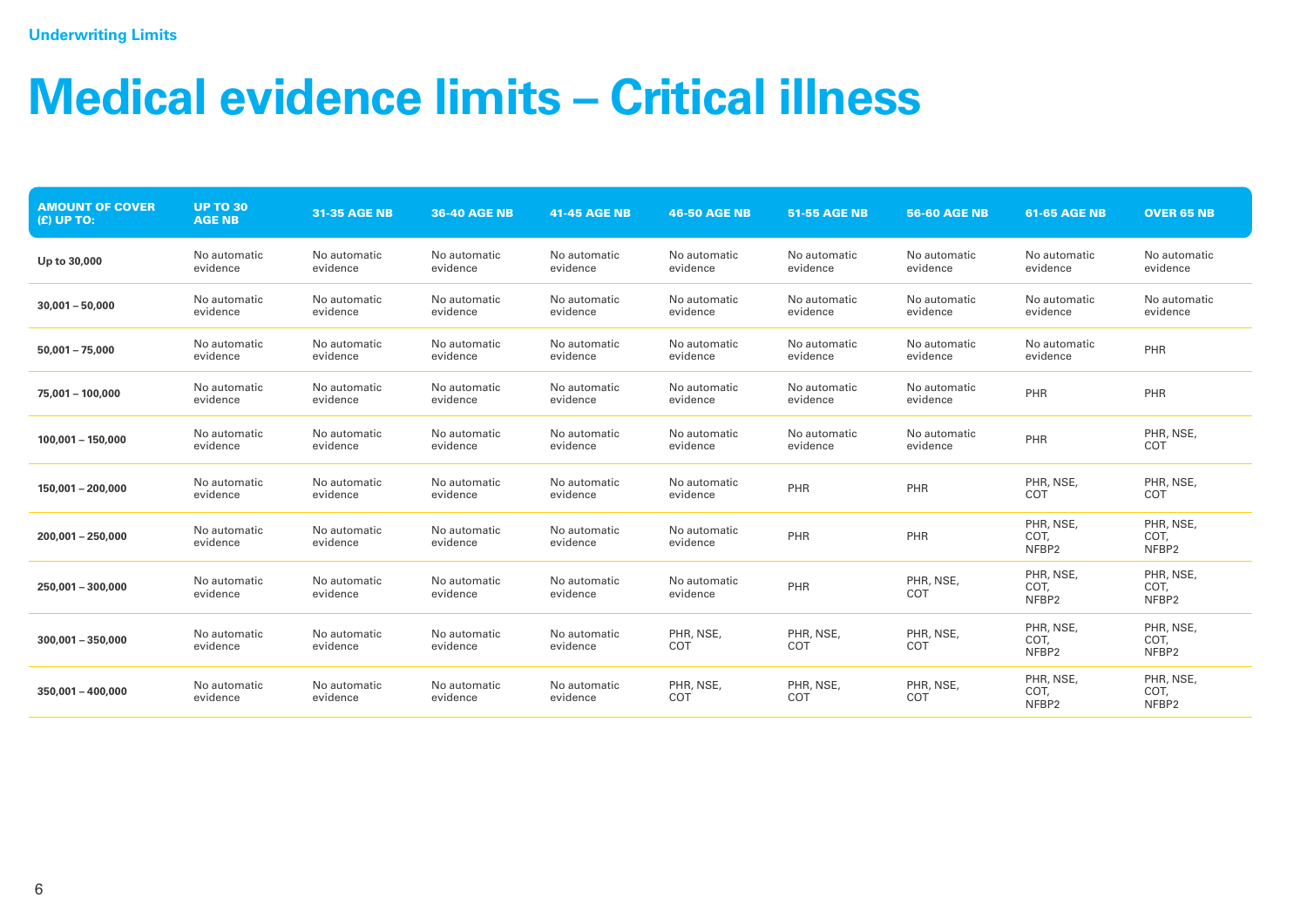Underwriting Limits

# Medical evidence limits – Critical illness

| AMOUNT OF COVER (£) UP TO: | UP TO 30 AGE NB | 31-35 AGE NB | 36-40 AGE NB | 41-45 AGE NB | 46-50 AGE NB | 51-55 AGE NB | 56-60 AGE NB | 61-65 AGE NB | OVER 65 NB |
|---|---|---|---|---|---|---|---|---|---|
| **Up to 30,000** | No automatic evidence | No automatic evidence | No automatic evidence | No automatic evidence | No automatic evidence | No automatic evidence | No automatic evidence | No automatic evidence | No automatic evidence |
| **30,001 – 50,000** | No automatic evidence | No automatic evidence | No automatic evidence | No automatic evidence | No automatic evidence | No automatic evidence | No automatic evidence | No automatic evidence | No automatic evidence |
| **50,001 – 75,000** | No automatic evidence | No automatic evidence | No automatic evidence | No automatic evidence | No automatic evidence | No automatic evidence | No automatic evidence | No automatic evidence | PHR |
| **75,001 – 100,000** | No automatic evidence | No automatic evidence | No automatic evidence | No automatic evidence | No automatic evidence | No automatic evidence | No automatic evidence | PHR | PHR |
| **100,001 – 150,000** | No automatic evidence | No automatic evidence | No automatic evidence | No automatic evidence | No automatic evidence | No automatic evidence | No automatic evidence | PHR | PHR, NSE, COT |
| **150,001 – 200,000** | No automatic evidence | No automatic evidence | No automatic evidence | No automatic evidence | No automatic evidence | PHR | PHR | PHR, NSE, COT | PHR, NSE, COT |
| **200,001 – 250,000** | No automatic evidence | No automatic evidence | No automatic evidence | No automatic evidence | No automatic evidence | PHR | PHR | PHR, NSE, COT, NFBP2 | PHR, NSE, COT, NFBP2 |
| **250,001 – 300,000** | No automatic evidence | No automatic evidence | No automatic evidence | No automatic evidence | No automatic evidence | PHR | PHR, NSE, COT | PHR, NSE, COT, NFBP2 | PHR, NSE, COT, NFBP2 |
| **300,001 – 350,000** | No automatic evidence | No automatic evidence | No automatic evidence | No automatic evidence | PHR, NSE, COT | PHR, NSE, COT | PHR, NSE, COT | PHR, NSE, COT, NFBP2 | PHR, NSE, COT, NFBP2 |
| **350,001 – 400,000** | No automatic evidence | No automatic evidence | No automatic evidence | No automatic evidence | PHR, NSE, COT | PHR, NSE, COT | PHR, NSE, COT | PHR, NSE, COT, NFBP2 | PHR, NSE, COT, NFBP2 |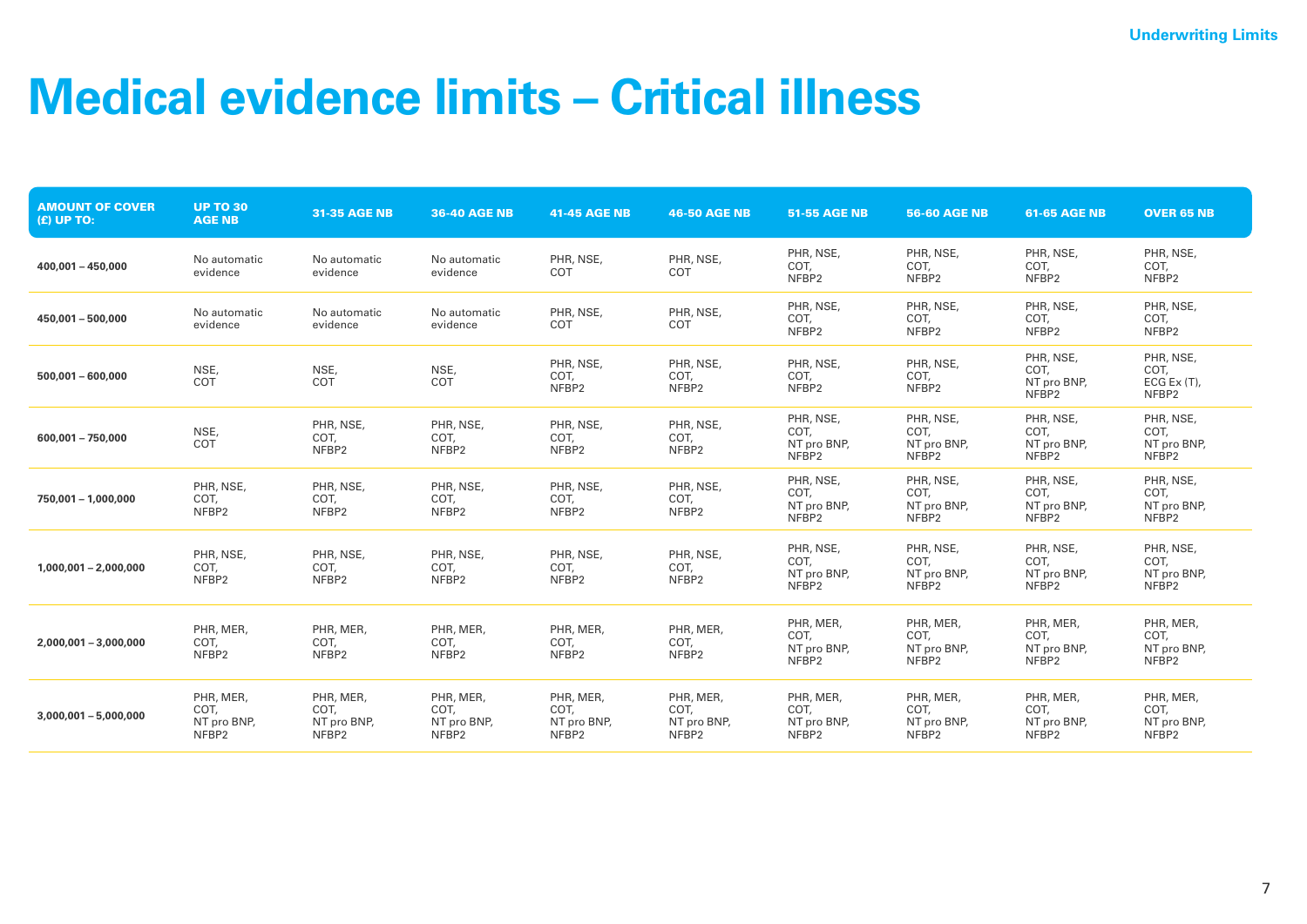# Medical evidence limits – Critical illness

| AMOUNT OF COVER (£) UP TO: | UP TO 30 AGE NB | 31-35 AGE NB | 36-40 AGE NB | 41-45 AGE NB | 46-50 AGE NB | 51-55 AGE NB | 56-60 AGE NB | 61-65 AGE NB | OVER 65 NB |
|---|---|---|---|---|---|---|---|---|---|
| **400,001 – 450,000** | No automatic evidence | No automatic evidence | No automatic evidence | PHR, NSE, COT | PHR, NSE, COT | PHR, NSE, COT, NFBP2 | PHR, NSE, COT, NFBP2 | PHR, NSE, COT, NFBP2 | PHR, NSE, COT, NFBP2 |
| **450,001 – 500,000** | No automatic evidence | No automatic evidence | No automatic evidence | PHR, NSE, COT | PHR, NSE, COT | PHR, NSE, COT, NFBP2 | PHR, NSE, COT, NFBP2 | PHR, NSE, COT, NFBP2 | PHR, NSE, COT, NFBP2 |
| **500,001 – 600,000** | NSE, COT | NSE, COT | NSE, COT | PHR, NSE, COT, NFBP2 | PHR, NSE, COT, NFBP2 | PHR, NSE, COT, NFBP2 | PHR, NSE, COT, NFBP2 | PHR, NSE, COT, NT pro BNP, NFBP2 | PHR, NSE, COT, ECG Ex (T), NFBP2 |
| **600,001 – 750,000** | NSE, COT | PHR, NSE, COT, NFBP2 | PHR, NSE, COT, NFBP2 | PHR, NSE, COT, NFBP2 | PHR, NSE, COT, NFBP2 | PHR, NSE, COT, NT pro BNP, NFBP2 | PHR, NSE, COT, NT pro BNP, NFBP2 | PHR, NSE, COT, NT pro BNP, NFBP2 | PHR, NSE, COT, NT pro BNP, NFBP2 |
| **750,001 – 1,000,000** | PHR, NSE, COT, NFBP2 | PHR, NSE, COT, NFBP2 | PHR, NSE, COT, NFBP2 | PHR, NSE, COT, NFBP2 | PHR, NSE, COT, NFBP2 | PHR, NSE, COT, NT pro BNP, NFBP2 | PHR, NSE, COT, NT pro BNP, NFBP2 | PHR, NSE, COT, NT pro BNP, NFBP2 | PHR, NSE, COT, NT pro BNP, NFBP2 |
| **1,000,001 – 2,000,000** | PHR, NSE, COT, NFBP2 | PHR, NSE, COT, NFBP2 | PHR, NSE, COT, NFBP2 | PHR, NSE, COT, NFBP2 | PHR, NSE, COT, NFBP2 | PHR, NSE, COT, NT pro BNP, NFBP2 | PHR, NSE, COT, NT pro BNP, NFBP2 | PHR, NSE, COT, NT pro BNP, NFBP2 | PHR, NSE, COT, NT pro BNP, NFBP2 |
| **2,000,001 – 3,000,000** | PHR, MER, COT, NFBP2 | PHR, MER, COT, NFBP2 | PHR, MER, COT, NFBP2 | PHR, MER, COT, NFBP2 | PHR, MER, COT, NFBP2 | PHR, MER, COT, NT pro BNP, NFBP2 | PHR, MER, COT, NT pro BNP, NFBP2 | PHR, MER, COT, NT pro BNP, NFBP2 | PHR, MER, COT, NT pro BNP, NFBP2 |
| **3,000,001 – 5,000,000** | PHR, MER, COT, NT pro BNP, NFBP2 | PHR, MER, COT, NT pro BNP, NFBP2 | PHR, MER, COT, NT pro BNP, NFBP2 | PHR, MER, COT, NT pro BNP, NFBP2 | PHR, MER, COT, NT pro BNP, NFBP2 | PHR, MER, COT, NT pro BNP, NFBP2 | PHR, MER, COT, NT pro BNP, NFBP2 | PHR, MER, COT, NT pro BNP, NFBP2 | PHR, MER, COT, NT pro BNP, NFBP2 |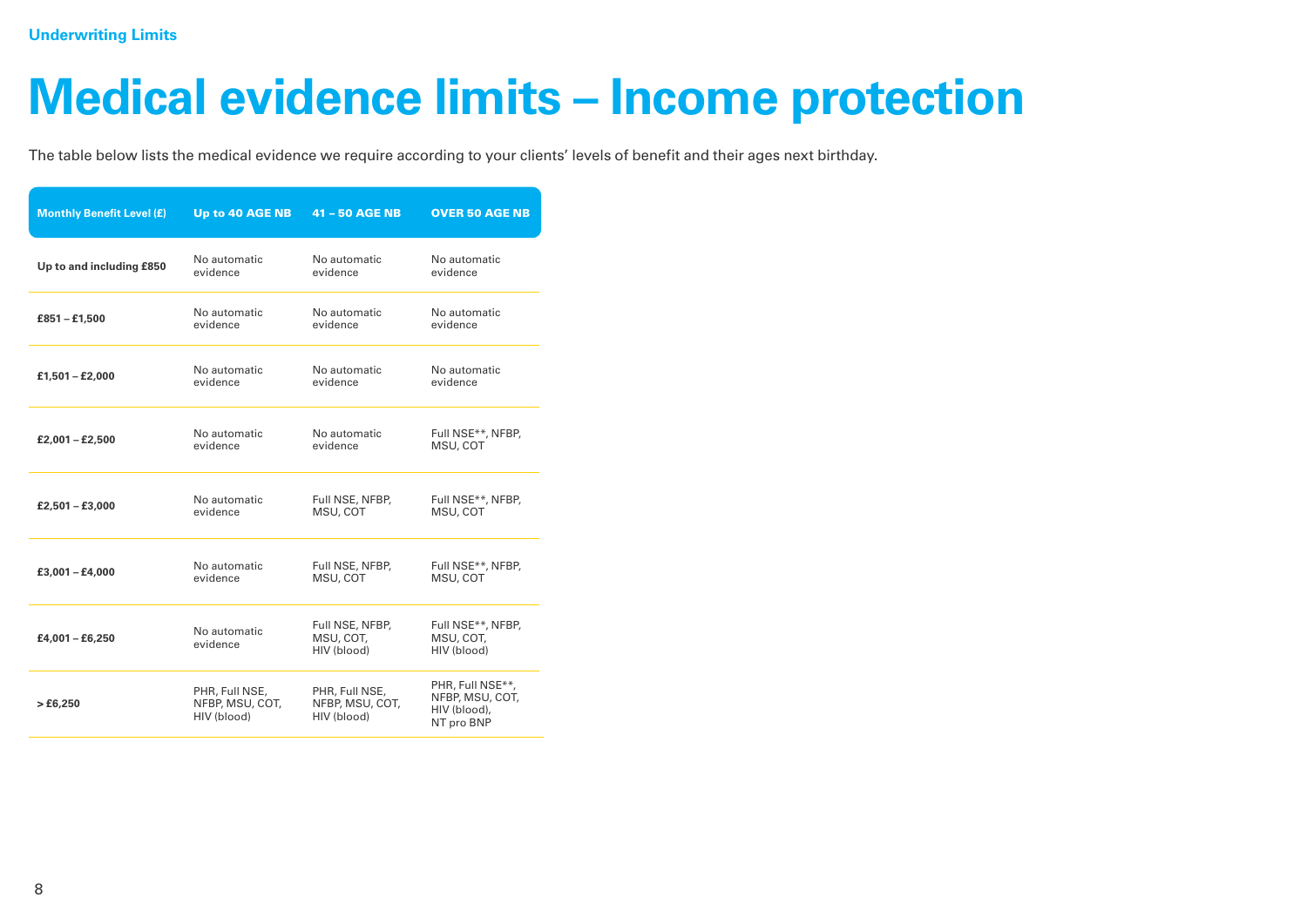**Underwriting Limits**

# Medical evidence limits – Income protection

The table below lists the medical evidence we require according to your clients' levels of benefit and their ages next birthday.

| Monthly Benefit Level (£) | Up to 40 AGE NB | 41 – 50 AGE NB | OVER 50 AGE NB |
|---|---|---|---|
| **Up to and including £850** | No automatic evidence | No automatic evidence | No automatic evidence |
| **£851 – £1,500** | No automatic evidence | No automatic evidence | No automatic evidence |
| **£1,501 – £2,000** | No automatic evidence | No automatic evidence | No automatic evidence |
| **£2,001 – £2,500** | No automatic evidence | No automatic evidence | Full NSE**, NFBP, MSU, COT |
| **£2,501 – £3,000** | No automatic evidence | Full NSE, NFBP, MSU, COT | Full NSE**, NFBP, MSU, COT |
| **£3,001 – £4,000** | No automatic evidence | Full NSE, NFBP, MSU, COT | Full NSE**, NFBP, MSU, COT |
| **£4,001 – £6,250** | No automatic evidence | Full NSE, NFBP, MSU, COT, HIV (blood) | Full NSE**, NFBP, MSU, COT, HIV (blood) |
| **> £6,250** | PHR, Full NSE, NFBP, MSU, COT, HIV (blood) | PHR, Full NSE, NFBP, MSU, COT, HIV (blood) | PHR, Full NSE**, NFBP, MSU, COT, HIV (blood), NT pro BNP |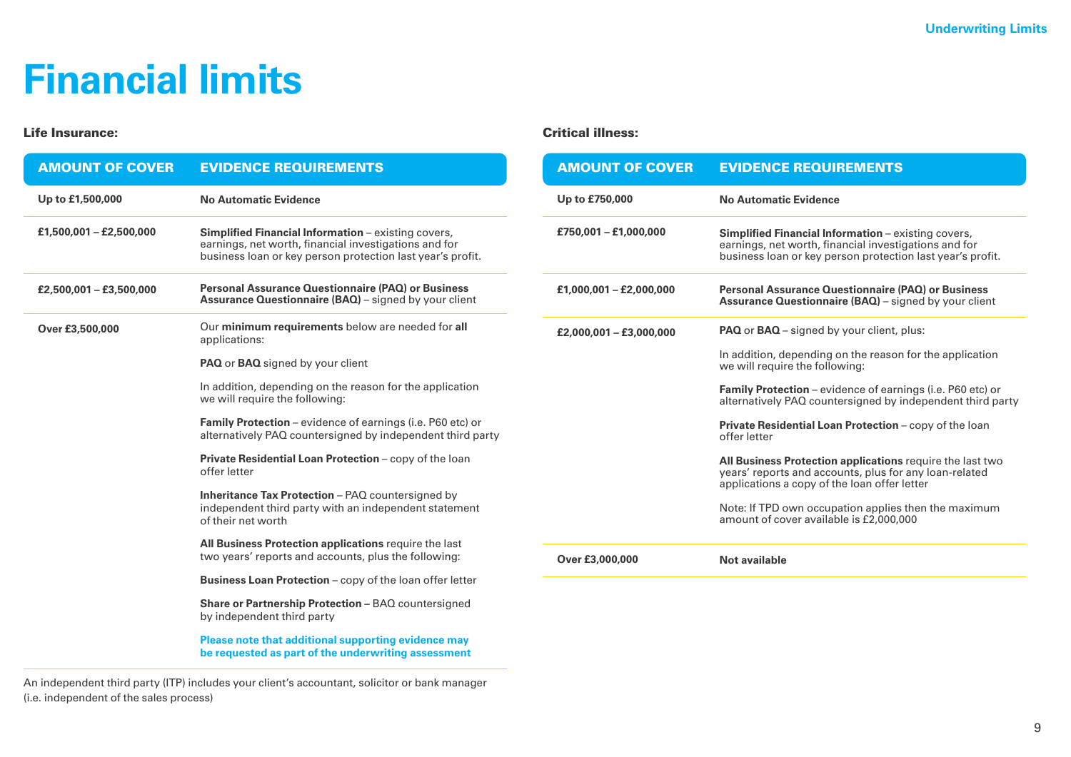# Financial limits

### Life Insurance:

| AMOUNT OF COVER | EVIDENCE REQUIREMENTS |
|---|---|
| **Up to £1,500,000** | **No Automatic Evidence** |
| **£1,500,001 – £2,500,000** | **Simplified Financial Information** – existing covers, earnings, net worth, financial investigations and for business loan or key person protection last year's profit. |
| **£2,500,001 – £3,500,000** | **Personal Assurance Questionnaire (PAQ) or Business Assurance Questionnaire (BAQ)** – signed by your client |
| **Over £3,500,000** | Our **minimum requirements** below are needed for **all** applications:<br><br>**PAQ** or **BAQ** signed by your client<br><br>In addition, depending on the reason for the application we will require the following:<br><br>**Family Protection** – evidence of earnings (i.e. P60 etc) or alternatively PAQ countersigned by independent third party<br><br>**Private Residential Loan Protection** – copy of the loan offer letter<br><br>**Inheritance Tax Protection** – PAQ countersigned by independent third party with an independent statement of their net worth<br><br>**All Business Protection applications** require the last two years' reports and accounts, plus the following:<br><br>**Business Loan Protection** – copy of the loan offer letter<br><br>**Share or Partnership Protection –** BAQ countersigned by independent third party<br><br>**Please note that additional supporting evidence may be requested as part of the underwriting assessment** |

An independent third party (ITP) includes your client's accountant, solicitor or bank manager (i.e. independent of the sales process)

### Critical illness:

| AMOUNT OF COVER | EVIDENCE REQUIREMENTS |
|---|---|
| **Up to £750,000** | **No Automatic Evidence** |
| **£750,001 – £1,000,000** | **Simplified Financial Information** – existing covers, earnings, net worth, financial investigations and for business loan or key person protection last year's profit. |
| **£1,000,001 – £2,000,000** | **Personal Assurance Questionnaire (PAQ) or Business Assurance Questionnaire (BAQ)** – signed by your client |
| **£2,000,001 – £3,000,000** | **PAQ** or **BAQ** – signed by your client, plus:<br><br>In addition, depending on the reason for the application we will require the following:<br><br>**Family Protection** – evidence of earnings (i.e. P60 etc) or alternatively PAQ countersigned by independent third party<br><br>**Private Residential Loan Protection** – copy of the loan offer letter<br><br>**All Business Protection applications** require the last two years' reports and accounts, plus for any loan-related applications a copy of the loan offer letter<br><br>Note: If TPD own occupation applies then the maximum amount of cover available is £2,000,000 |
| **Over £3,000,000** | **Not available** |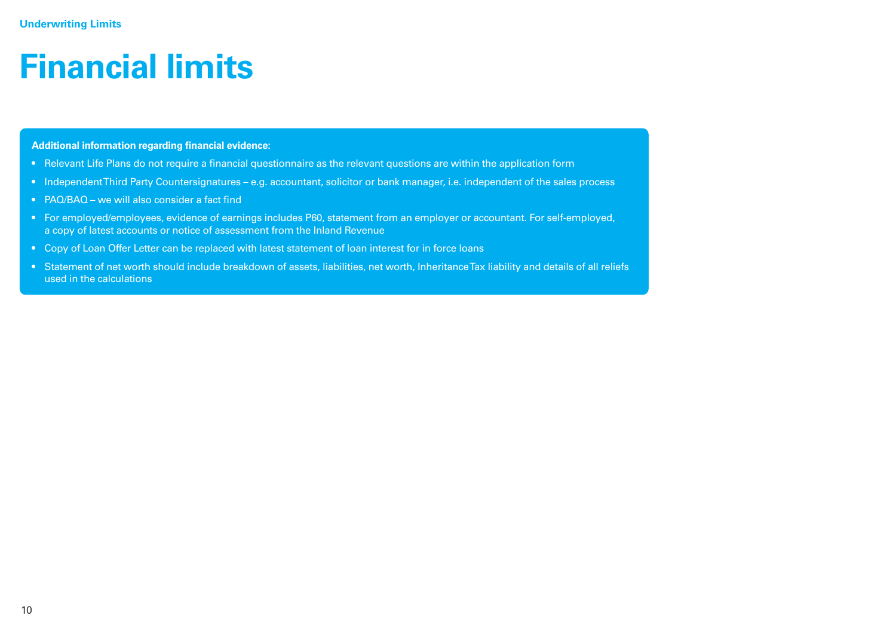# Financial limits

**Additional information regarding financial evidence:**

- Relevant Life Plans do not require a financial questionnaire as the relevant questions are within the application form
- Independent Third Party Countersignatures – e.g. accountant, solicitor or bank manager, i.e. independent of the sales process
- PAQ/BAQ – we will also consider a fact find
- For employed/employees, evidence of earnings includes P60, statement from an employer or accountant. For self-employed, a copy of latest accounts or notice of assessment from the Inland Revenue
- Copy of Loan Offer Letter can be replaced with latest statement of loan interest for in force loans
- Statement of net worth should include breakdown of assets, liabilities, net worth, Inheritance Tax liability and details of all reliefs used in the calculations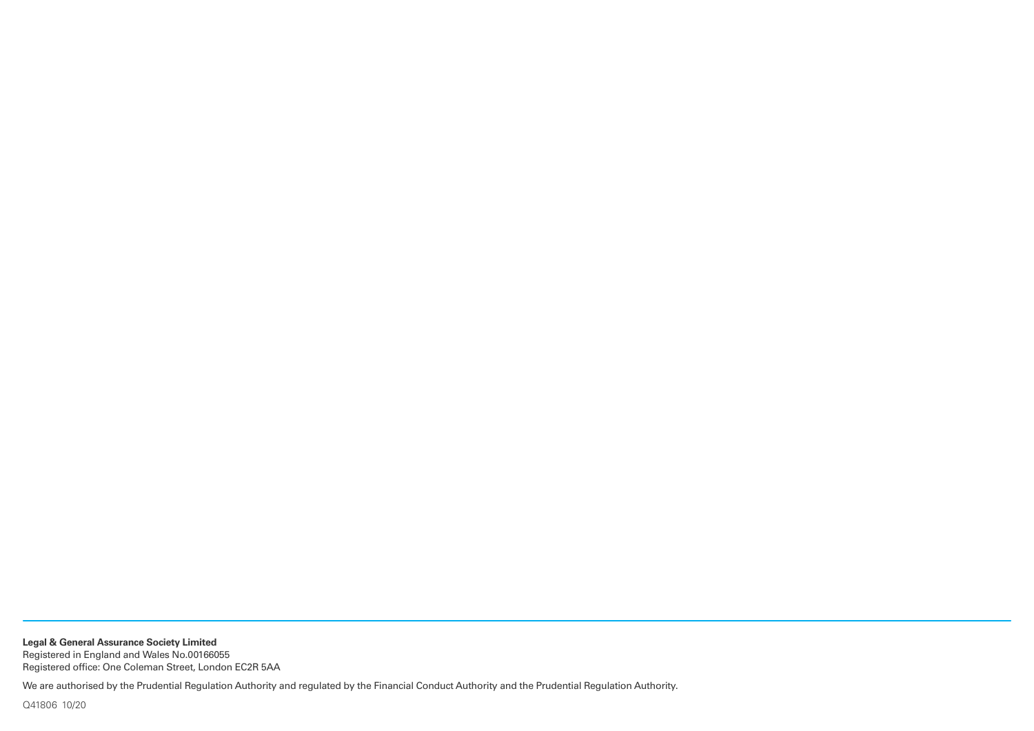**Legal & General Assurance Society Limited**
Registered in England and Wales No.00166055
Registered office: One Coleman Street, London EC2R 5AA

We are authorised by the Prudential Regulation Authority and regulated by the Financial Conduct Authority and the Prudential Regulation Authority.

Q41806 10/20